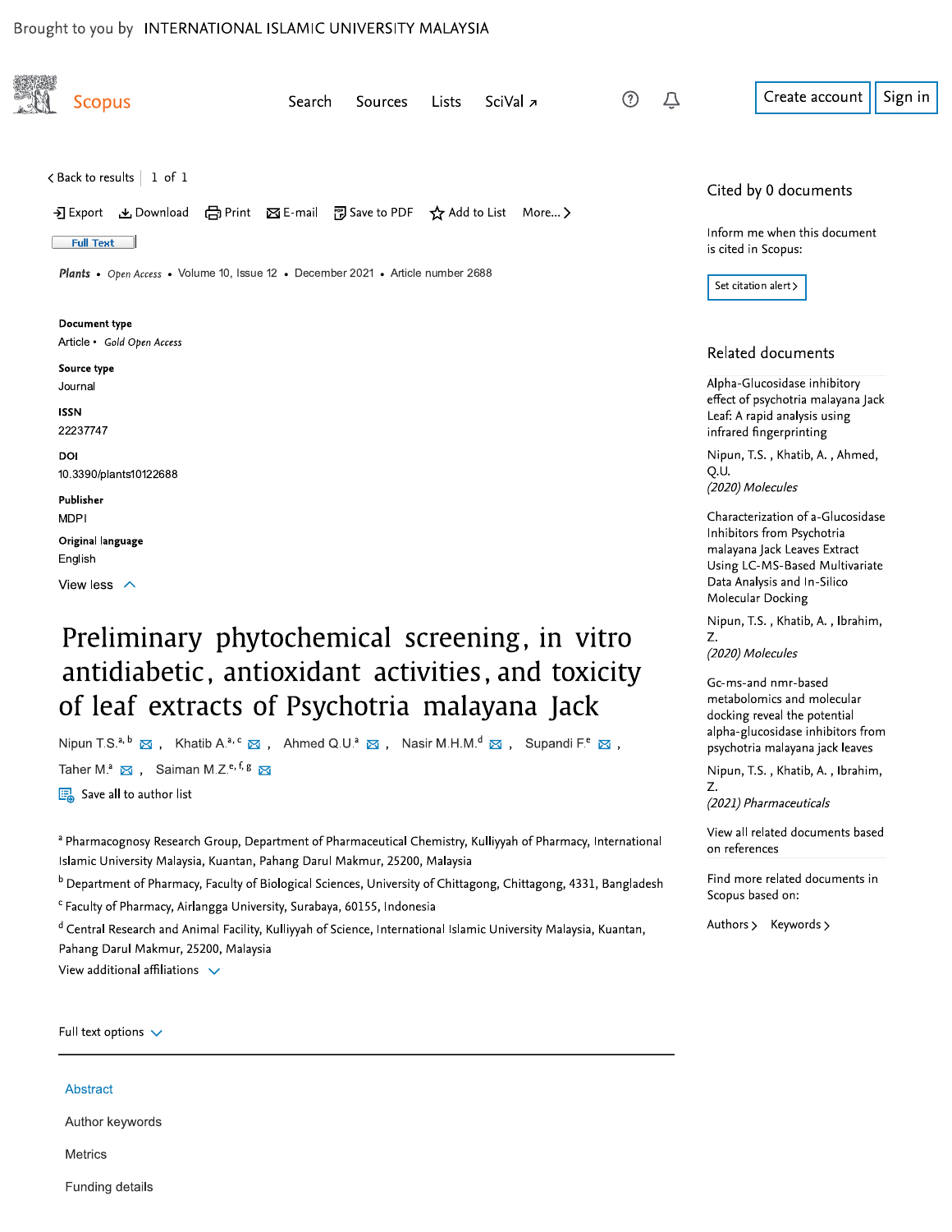Brought to you by INTERNATIONAL ISLAMIC UNIVERSITY MALAYSIA

Scopus

Search Sources Lists SciVal ↗

Create account Sign in

< Back to results | 1 of 1

Export Download Print E-mail Save to PDF Add to List More... >

Full Text

*Plants* • *Open Access* • Volume 10, Issue 12 • December 2021 • Article number 2688

**Document type**
Article • *Gold Open Access*

**Source type**
Journal

**ISSN**
22237747

**DOI**
10.3390/plants10122688

**Publisher**
MDPI

**Original language**
English

View less

# Preliminary phytochemical screening, in vitro antidiabetic, antioxidant activities, and toxicity of leaf extracts of Psychotria malayana Jack

Nipun T.S.[a,b], Khatib A.[a,c], Ahmed Q.U.[a], Nasir M.H.M.[d], Supandi F.[e], Taher M.[a], Saiman M.Z.[e,f,g]

Save all to author list

[a] Pharmacognosy Research Group, Department of Pharmaceutical Chemistry, Kulliyyah of Pharmacy, International Islamic University Malaysia, Kuantan, Pahang Darul Makmur, 25200, Malaysia

[b] Department of Pharmacy, Faculty of Biological Sciences, University of Chittagong, Chittagong, 4331, Bangladesh

[c] Faculty of Pharmacy, Airlangga University, Surabaya, 60155, Indonesia

[d] Central Research and Animal Facility, Kulliyyah of Science, International Islamic University Malaysia, Kuantan, Pahang Darul Makmur, 25200, Malaysia

View additional affiliations

Full text options

Abstract

Author keywords

Metrics

Funding details

## Cited by 0 documents

Inform me when this document is cited in Scopus:

Set citation alert >

## Related documents

Alpha-Glucosidase inhibitory effect of psychotria malayana Jack Leaf: A rapid analysis using infrared fingerprinting

Nipun, T.S. , Khatib, A. , Ahmed, Q.U.
*(2020) Molecules*

Characterization of a-Glucosidase Inhibitors from Psychotria malayana Jack Leaves Extract Using LC-MS-Based Multivariate Data Analysis and In-Silico Molecular Docking

Nipun, T.S. , Khatib, A. , Ibrahim, Z.
*(2020) Molecules*

Gc-ms-and nmr-based metabolomics and molecular docking reveal the potential alpha-glucosidase inhibitors from psychotria malayana jack leaves

Nipun, T.S. , Khatib, A. , Ibrahim, Z.
*(2021) Pharmaceuticals*

View all related documents based on references

Find more related documents in Scopus based on:

Authors > Keywords >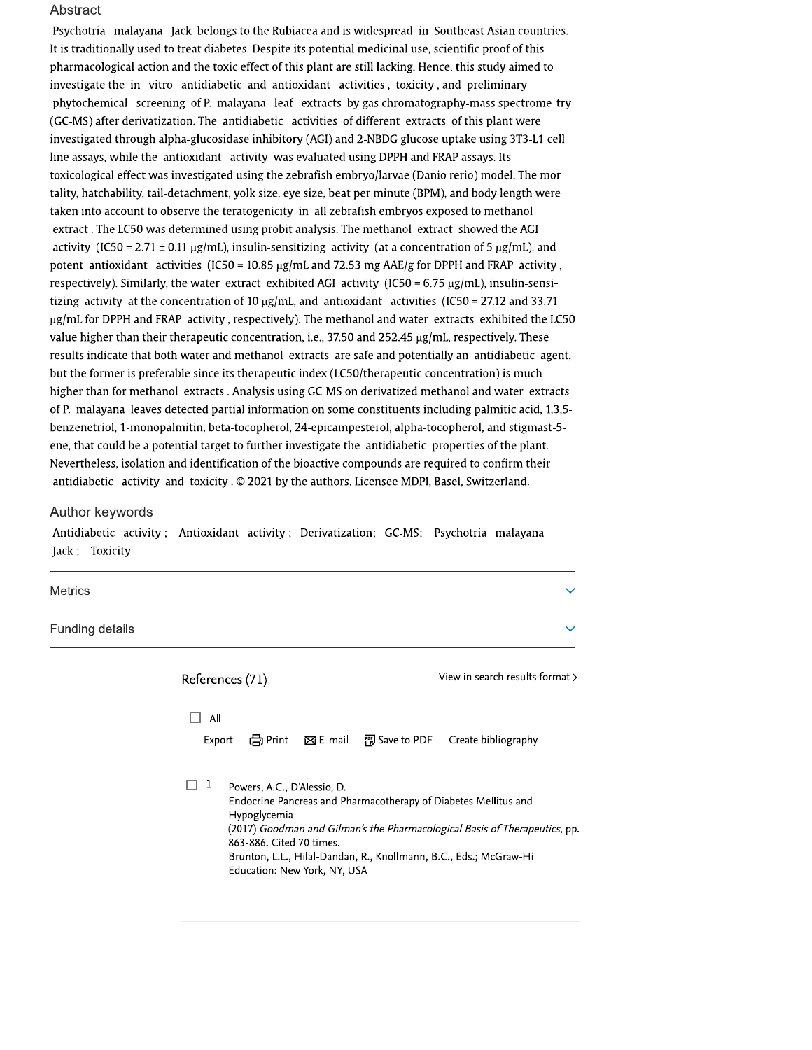## Abstract

Psychotria malayana Jack belongs to the Rubiacea and is widespread in Southeast Asian countries. It is traditionally used to treat diabetes. Despite its potential medicinal use, scientific proof of this pharmacological action and the toxic effect of this plant are still lacking. Hence, this study aimed to investigate the in vitro antidiabetic and antioxidant activities, toxicity, and preliminary phytochemical screening of P. malayana leaf extracts by gas chromatography-mass spectrome-try (GC-MS) after derivatization. The antidiabetic activities of different extracts of this plant were investigated through alpha-glucosidase inhibitory (AGI) and 2-NBDG glucose uptake using 3T3-L1 cell line assays, while the antioxidant activity was evaluated using DPPH and FRAP assays. Its toxicological effect was investigated using the zebrafish embryo/larvae (Danio rerio) model. The mor-tality, hatchability, tail-detachment, yolk size, eye size, beat per minute (BPM), and body length were taken into account to observe the teratogenicity in all zebrafish embryos exposed to methanol extract. The LC50 was determined using probit analysis. The methanol extract showed the AGI activity (IC50 = 2.71 ± 0.11 μg/mL), insulin-sensitizing activity (at a concentration of 5 μg/mL), and potent antioxidant activities (IC50 = 10.85 μg/mL and 72.53 mg AAE/g for DPPH and FRAP activity, respectively). Similarly, the water extract exhibited AGI activity (IC50 = 6.75 μg/mL), insulin-sensi-tizing activity at the concentration of 10 μg/mL, and antioxidant activities (IC50 = 27.12 and 33.71 μg/mL for DPPH and FRAP activity, respectively). The methanol and water extracts exhibited the LC50 value higher than their therapeutic concentration, i.e., 37.50 and 252.45 μg/mL, respectively. These results indicate that both water and methanol extracts are safe and potentially an antidiabetic agent, but the former is preferable since its therapeutic index (LC50/therapeutic concentration) is much higher than for methanol extracts. Analysis using GC-MS on derivatized methanol and water extracts of P. malayana leaves detected partial information on some constituents including palmitic acid, 1,3,5-benzenetriol, 1-monopalmitin, beta-tocopherol, 24-epicampesterol, alpha-tocopherol, and stigmast-5-ene, that could be a potential target to further investigate the antidiabetic properties of the plant. Nevertheless, isolation and identification of the bioactive compounds are required to confirm their antidiabetic activity and toxicity. © 2021 by the authors. Licensee MDPI, Basel, Switzerland.

## Author keywords

Antidiabetic activity; Antioxidant activity; Derivatization; GC-MS; Psychotria malayana Jack; Toxicity

Metrics

Funding details

## References (71)

View in search results format >

All

Export Print E-mail Save to PDF Create bibliography

1 Powers, A.C., D'Alessio, D.
Endocrine Pancreas and Pharmacotherapy of Diabetes Mellitus and Hypoglycemia
(2017) *Goodman and Gilman's the Pharmacological Basis of Therapeutics*, pp. 863-886. Cited 70 times.
Brunton, L.L., Hilal-Dandan, R., Knollmann, B.C., Eds.; McGraw-Hill Education: New York, NY, USA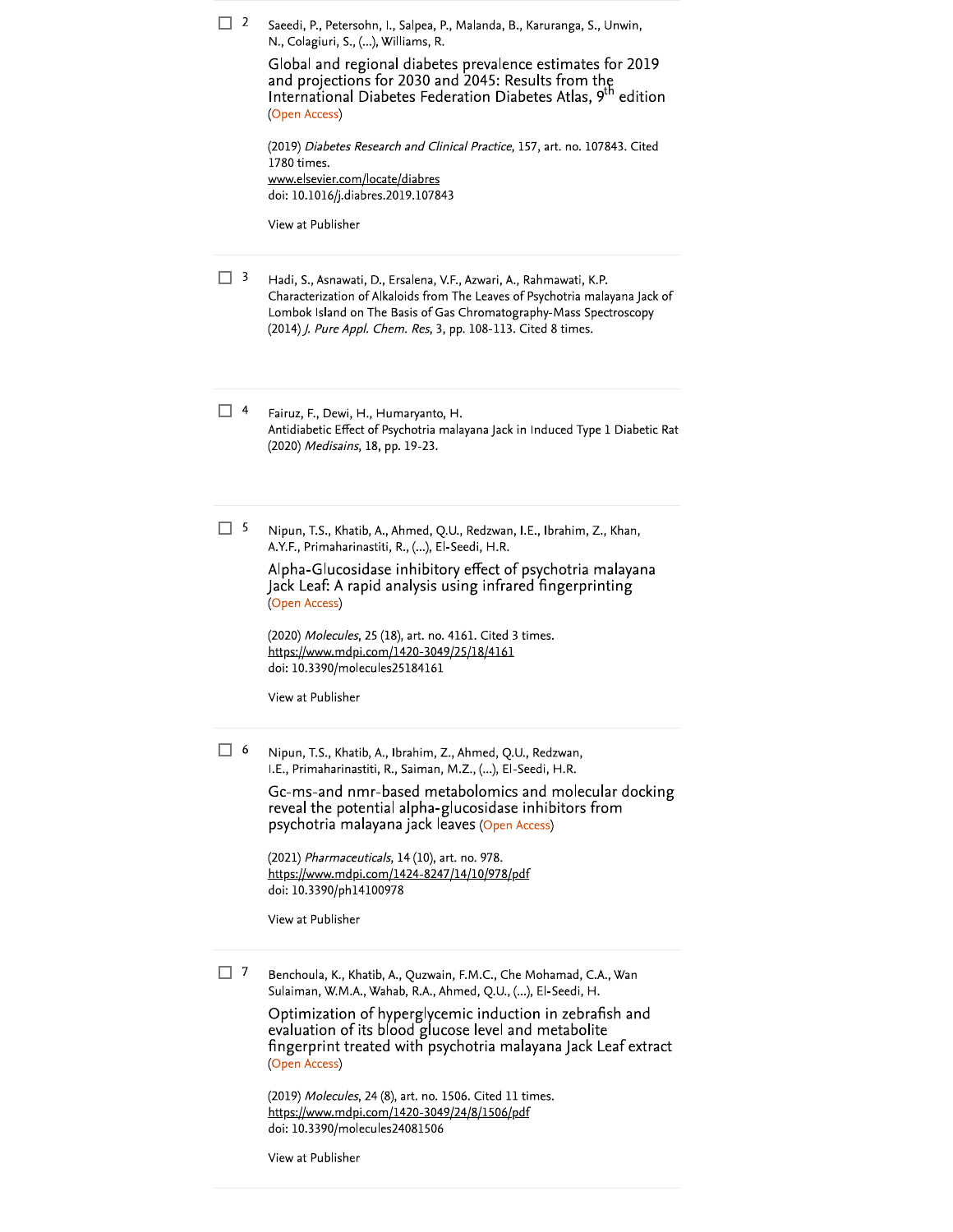2

Saeedi, P., Petersohn, I., Salpea, P., Malanda, B., Karuranga, S., Unwin, N., Colagiuri, S., (...), Williams, R.

Global and regional diabetes prevalence estimates for 2019 and projections for 2030 and 2045: Results from the International Diabetes Federation Diabetes Atlas, 9th edition (Open Access)

(2019) *Diabetes Research and Clinical Practice*, 157, art. no. 107843. Cited 1780 times.
www.elsevier.com/locate/diabres
doi: 10.1016/j.diabres.2019.107843

View at Publisher

3

Hadi, S., Asnawati, D., Ersalena, V.F., Azwari, A., Rahmawati, K.P.
Characterization of Alkaloids from The Leaves of Psychotria malayana Jack of Lombok Island on The Basis of Gas Chromatography-Mass Spectroscopy
(2014) *J. Pure Appl. Chem. Res*, 3, pp. 108-113. Cited 8 times.

4

Fairuz, F., Dewi, H., Humaryanto, H.
Antidiabetic Effect of Psychotria malayana Jack in Induced Type 1 Diabetic Rat
(2020) *Medisains*, 18, pp. 19-23.

5

Nipun, T.S., Khatib, A., Ahmed, Q.U., Redzwan, I.E., Ibrahim, Z., Khan, A.Y.F., Primaharinastiti, R., (...), El-Seedi, H.R.

Alpha-Glucosidase inhibitory effect of psychotria malayana Jack Leaf: A rapid analysis using infrared fingerprinting (Open Access)

(2020) *Molecules*, 25 (18), art. no. 4161. Cited 3 times.
https://www.mdpi.com/1420-3049/25/18/4161
doi: 10.3390/molecules25184161

View at Publisher

6

Nipun, T.S., Khatib, A., Ibrahim, Z., Ahmed, Q.U., Redzwan, I.E., Primaharinastiti, R., Saiman, M.Z., (...), El-Seedi, H.R.

Gc-ms-and nmr-based metabolomics and molecular docking reveal the potential alpha-glucosidase inhibitors from psychotria malayana jack leaves (Open Access)

(2021) *Pharmaceuticals*, 14 (10), art. no. 978.
https://www.mdpi.com/1424-8247/14/10/978/pdf
doi: 10.3390/ph14100978

View at Publisher

7

Benchoula, K., Khatib, A., Quzwain, F.M.C., Che Mohamad, C.A., Wan Sulaiman, W.M.A., Wahab, R.A., Ahmed, Q.U., (...), El-Seedi, H.

Optimization of hyperglycemic induction in zebrafish and evaluation of its blood glucose level and metabolite fingerprint treated with psychotria malayana Jack Leaf extract (Open Access)

(2019) *Molecules*, 24 (8), art. no. 1506. Cited 11 times.
https://www.mdpi.com/1420-3049/24/8/1506/pdf
doi: 10.3390/molecules24081506

View at Publisher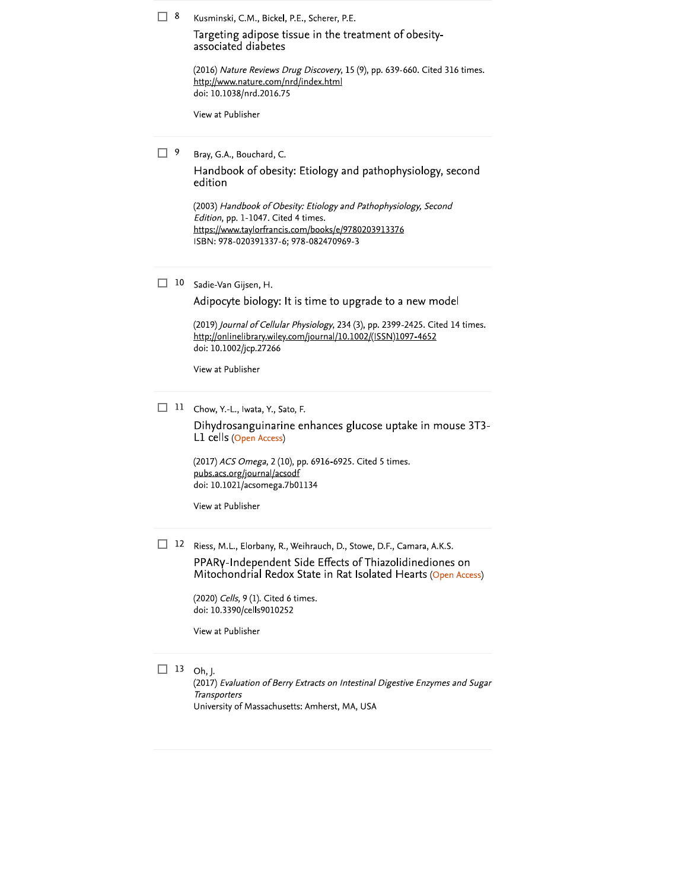8 Kusminski, C.M., Bickel, P.E., Scherer, P.E.

Targeting adipose tissue in the treatment of obesity-associated diabetes

(2016) *Nature Reviews Drug Discovery*, 15 (9), pp. 639-660. Cited 316 times.
http://www.nature.com/nrd/index.html
doi: 10.1038/nrd.2016.75

View at Publisher

---

9 Bray, G.A., Bouchard, C.

Handbook of obesity: Etiology and pathophysiology, second edition

(2003) *Handbook of Obesity: Etiology and Pathophysiology, Second Edition*, pp. 1-1047. Cited 4 times.
https://www.taylorfrancis.com/books/e/9780203913376
ISBN: 978-020391337-6; 978-082470969-3

---

10 Sadie-Van Gijsen, H.

Adipocyte biology: It is time to upgrade to a new model

(2019) *Journal of Cellular Physiology*, 234 (3), pp. 2399-2425. Cited 14 times.
http://onlinelibrary.wiley.com/journal/10.1002/(ISSN)1097-4652
doi: 10.1002/jcp.27266

View at Publisher

---

11 Chow, Y.-L., Iwata, Y., Sato, F.

Dihydrosanguinarine enhances glucose uptake in mouse 3T3-L1 cells (Open Access)

(2017) *ACS Omega*, 2 (10), pp. 6916-6925. Cited 5 times.
pubs.acs.org/journal/acsodf
doi: 10.1021/acsomega.7b01134

View at Publisher

---

12 Riess, M.L., Elorbany, R., Weihrauch, D., Stowe, D.F., Camara, A.K.S.

PPARγ-Independent Side Effects of Thiazolidinediones on Mitochondrial Redox State in Rat Isolated Hearts (Open Access)

(2020) *Cells*, 9 (1). Cited 6 times.
doi: 10.3390/cells9010252

View at Publisher

---

13 Oh, J.
(2017) *Evaluation of Berry Extracts on Intestinal Digestive Enzymes and Sugar Transporters*
University of Massachusetts: Amherst, MA, USA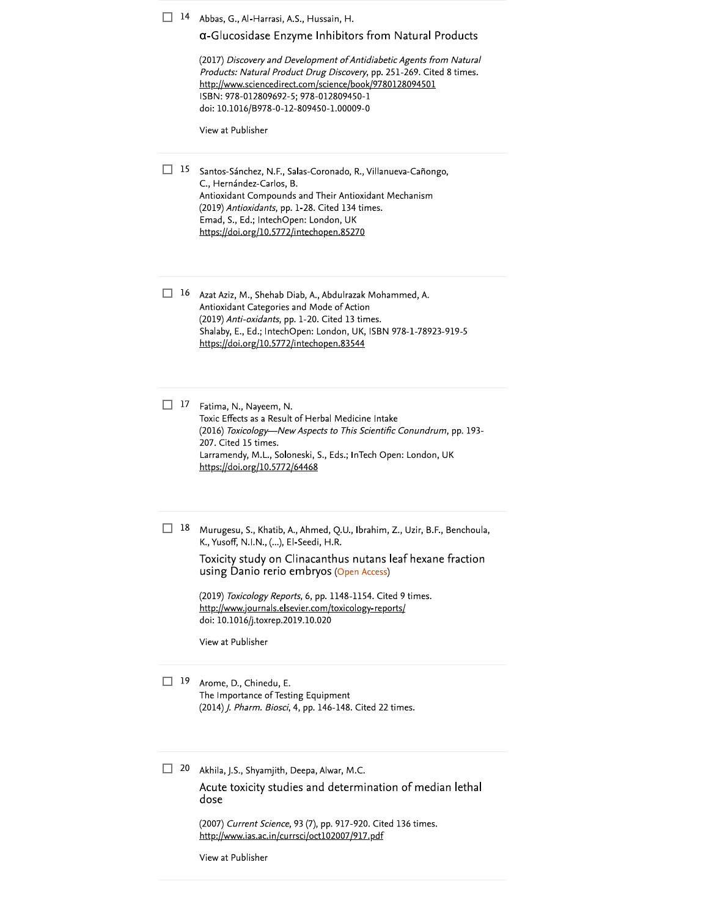14 Abbas, G., Al-Harrasi, A.S., Hussain, H.

α-Glucosidase Enzyme Inhibitors from Natural Products

(2017) *Discovery and Development of Antidiabetic Agents from Natural Products: Natural Product Drug Discovery*, pp. 251-269. Cited 8 times.
http://www.sciencedirect.com/science/book/9780128094501
ISBN: 978-012809692-5; 978-012809450-1
doi: 10.1016/B978-0-12-809450-1.00009-0

View at Publisher

15 Santos-Sánchez, N.F., Salas-Coronado, R., Villanueva-Cañongo, C., Hernández-Carlos, B.
Antioxidant Compounds and Their Antioxidant Mechanism
(2019) *Antioxidants*, pp. 1-28. Cited 134 times.
Emad, S., Ed.; IntechOpen: London, UK
https://doi.org/10.5772/intechopen.85270

16 Azat Aziz, M., Shehab Diab, A., Abdulrazak Mohammed, A.
Antioxidant Categories and Mode of Action
(2019) *Anti-oxidants*, pp. 1-20. Cited 13 times.
Shalaby, E., Ed.; IntechOpen: London, UK, ISBN 978-1-78923-919-5
https://doi.org/10.5772/intechopen.83544

17 Fatima, N., Nayeem, N.
Toxic Effects as a Result of Herbal Medicine Intake
(2016) *Toxicology—New Aspects to This Scientific Conundrum*, pp. 193-207. Cited 15 times.
Larramendy, M.L., Soloneski, S., Eds.; InTech Open: London, UK
https://doi.org/10.5772/64468

18 Murugesu, S., Khatib, A., Ahmed, Q.U., Ibrahim, Z., Uzir, B.F., Benchoula, K., Yusoff, N.I.N., (...), El-Seedi, H.R.

Toxicity study on Clinacanthus nutans leaf hexane fraction using Danio rerio embryos (Open Access)

(2019) *Toxicology Reports*, 6, pp. 1148-1154. Cited 9 times.
http://www.journals.elsevier.com/toxicology-reports/
doi: 10.1016/j.toxrep.2019.10.020

View at Publisher

19 Arome, D., Chinedu, E.
The Importance of Testing Equipment
(2014) *J. Pharm. Biosci*, 4, pp. 146-148. Cited 22 times.

20 Akhila, J.S., Shyamjith, Deepa, Alwar, M.C.

Acute toxicity studies and determination of median lethal dose

(2007) *Current Science*, 93 (7), pp. 917-920. Cited 136 times.
http://www.ias.ac.in/currsci/oct102007/917.pdf

View at Publisher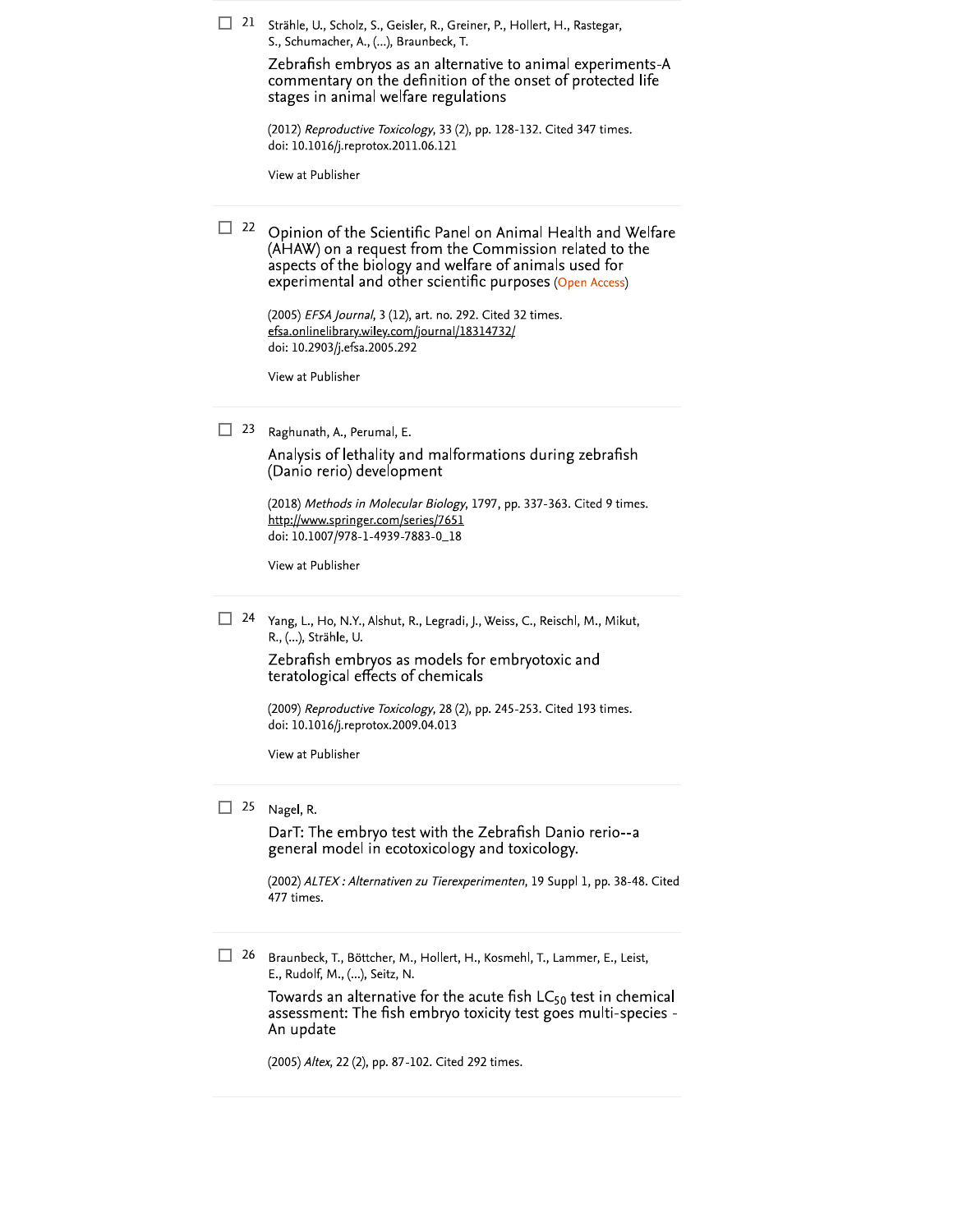21 Strähle, U., Scholz, S., Geisler, R., Greiner, P., Hollert, H., Rastegar, S., Schumacher, A., (...), Braunbeck, T.

Zebrafish embryos as an alternative to animal experiments-A commentary on the definition of the onset of protected life stages in animal welfare regulations

(2012) *Reproductive Toxicology*, 33 (2), pp. 128-132. Cited 347 times.
doi: 10.1016/j.reprotox.2011.06.121

View at Publisher

---

22 Opinion of the Scientific Panel on Animal Health and Welfare (AHAW) on a request from the Commission related to the aspects of the biology and welfare of animals used for experimental and other scientific purposes (Open Access)

(2005) *EFSA Journal*, 3 (12), art. no. 292. Cited 32 times.
efsa.onlinelibrary.wiley.com/journal/18314732/
doi: 10.2903/j.efsa.2005.292

View at Publisher

---

23 Raghunath, A., Perumal, E.

Analysis of lethality and malformations during zebrafish (Danio rerio) development

(2018) *Methods in Molecular Biology*, 1797, pp. 337-363. Cited 9 times.
http://www.springer.com/series/7651
doi: 10.1007/978-1-4939-7883-0_18

View at Publisher

---

24 Yang, L., Ho, N.Y., Alshut, R., Legradi, J., Weiss, C., Reischl, M., Mikut, R., (...), Strähle, U.

Zebrafish embryos as models for embryotoxic and teratological effects of chemicals

(2009) *Reproductive Toxicology*, 28 (2), pp. 245-253. Cited 193 times.
doi: 10.1016/j.reprotox.2009.04.013

View at Publisher

---

25 Nagel, R.

DarT: The embryo test with the Zebrafish Danio rerio--a general model in ecotoxicology and toxicology.

(2002) *ALTEX : Alternativen zu Tierexperimenten*, 19 Suppl 1, pp. 38-48. Cited 477 times.

---

26 Braunbeck, T., Böttcher, M., Hollert, H., Kosmehl, T., Lammer, E., Leist, E., Rudolf, M., (...), Seitz, N.

Towards an alternative for the acute fish $LC_{50}$ test in chemical assessment: The fish embryo toxicity test goes multi-species - An update

(2005) *Altex*, 22 (2), pp. 87-102. Cited 292 times.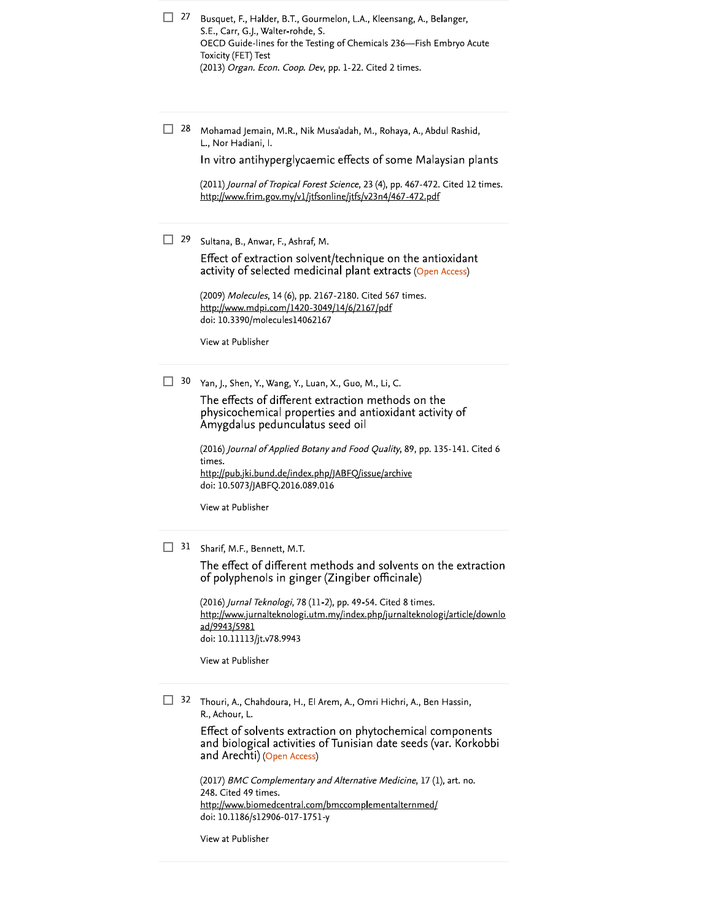27 Busquet, F., Halder, B.T., Gourmelon, L.A., Kleensang, A., Belanger, S.E., Carr, G.J., Walter-rohde, S.
OECD Guide-lines for the Testing of Chemicals 236—Fish Embryo Acute Toxicity (FET) Test
(2013) *Organ. Econ. Coop. Dev*, pp. 1-22. Cited 2 times.

---

28 Mohamad Jemain, M.R., Nik Musa'adah, M., Rohaya, A., Abdul Rashid, L., Nor Hadiani, I.

In vitro antihyperglycaemic effects of some Malaysian plants

(2011) *Journal of Tropical Forest Science*, 23 (4), pp. 467-472. Cited 12 times.
http://www.frim.gov.my/v1/jtfsonline/jtfs/v23n4/467-472.pdf

---

29 Sultana, B., Anwar, F., Ashraf, M.

Effect of extraction solvent/technique on the antioxidant activity of selected medicinal plant extracts (Open Access)

(2009) *Molecules*, 14 (6), pp. 2167-2180. Cited 567 times.
http://www.mdpi.com/1420-3049/14/6/2167/pdf
doi: 10.3390/molecules14062167

View at Publisher

---

30 Yan, J., Shen, Y., Wang, Y., Luan, X., Guo, M., Li, C.

The effects of different extraction methods on the physicochemical properties and antioxidant activity of Amygdalus pedunculatus seed oil

(2016) *Journal of Applied Botany and Food Quality*, 89, pp. 135-141. Cited 6 times.
http://pub.jki.bund.de/index.php/JABFQ/issue/archive
doi: 10.5073/JABFQ.2016.089.016

View at Publisher

---

31 Sharif, M.F., Bennett, M.T.

The effect of different methods and solvents on the extraction of polyphenols in ginger (Zingiber officinale)

(2016) *Jurnal Teknologi*, 78 (11-2), pp. 49-54. Cited 8 times.
http://www.jurnalteknologi.utm.my/index.php/jurnalteknologi/article/download/9943/5981
doi: 10.11113/jt.v78.9943

View at Publisher

---

32 Thouri, A., Chahdoura, H., El Arem, A., Omri Hichri, A., Ben Hassin, R., Achour, L.

Effect of solvents extraction on phytochemical components and biological activities of Tunisian date seeds (var. Korkobbi and Arechti) (Open Access)

(2017) *BMC Complementary and Alternative Medicine*, 17 (1), art. no. 248. Cited 49 times.
http://www.biomedcentral.com/bmccomplementalternmed/
doi: 10.1186/s12906-017-1751-y

View at Publisher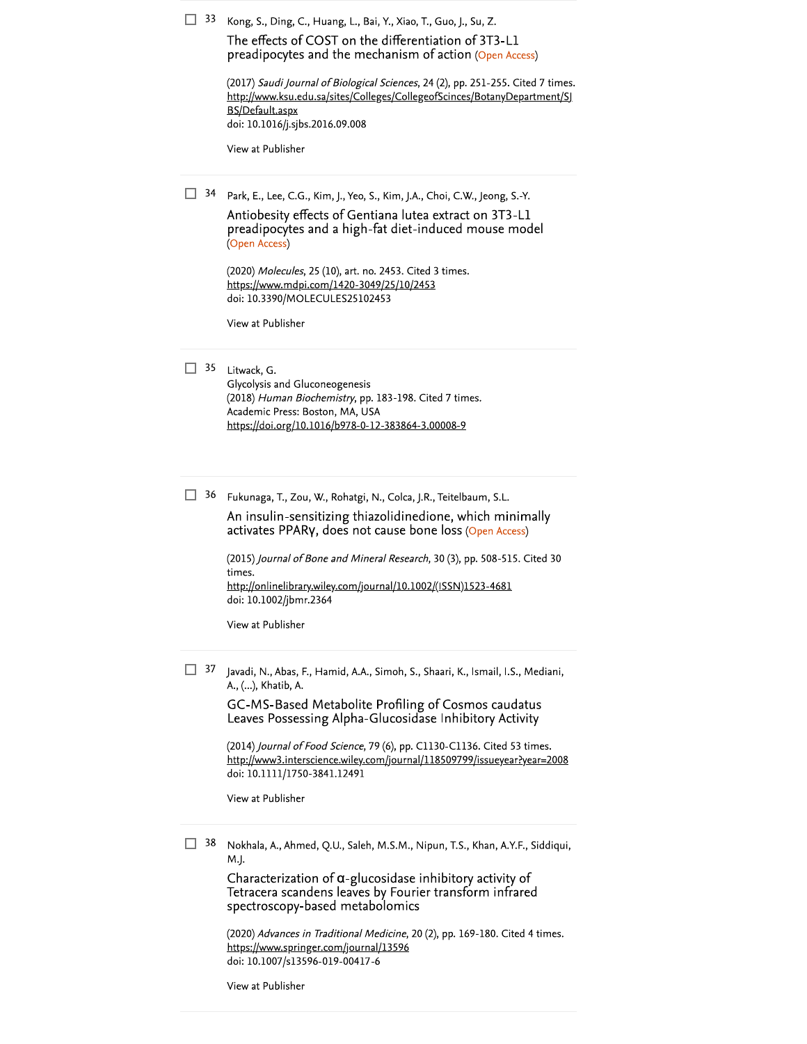33 Kong, S., Ding, C., Huang, L., Bai, Y., Xiao, T., Guo, J., Su, Z.

The effects of COST on the differentiation of 3T3-L1 preadipocytes and the mechanism of action (Open Access)

(2017) *Saudi Journal of Biological Sciences*, 24 (2), pp. 251-255. Cited 7 times.
http://www.ksu.edu.sa/sites/Colleges/CollegeofScinces/BotanyDepartment/SJBS/Default.aspx
doi: 10.1016/j.sjbs.2016.09.008

View at Publisher

34 Park, E., Lee, C.G., Kim, J., Yeo, S., Kim, J.A., Choi, C.W., Jeong, S.-Y.

Antiobesity effects of Gentiana lutea extract on 3T3-L1 preadipocytes and a high-fat diet-induced mouse model (Open Access)

(2020) *Molecules*, 25 (10), art. no. 2453. Cited 3 times.
https://www.mdpi.com/1420-3049/25/10/2453
doi: 10.3390/MOLECULES25102453

View at Publisher

35 Litwack, G.
Glycolysis and Gluconeogenesis
(2018) *Human Biochemistry*, pp. 183-198. Cited 7 times.
Academic Press: Boston, MA, USA
https://doi.org/10.1016/b978-0-12-383864-3.00008-9

36 Fukunaga, T., Zou, W., Rohatgi, N., Colca, J.R., Teitelbaum, S.L.

An insulin-sensitizing thiazolidinedione, which minimally activates PPARγ, does not cause bone loss (Open Access)

(2015) *Journal of Bone and Mineral Research*, 30 (3), pp. 508-515. Cited 30 times.
http://onlinelibrary.wiley.com/journal/10.1002/(ISSN)1523-4681
doi: 10.1002/jbmr.2364

View at Publisher

37 Javadi, N., Abas, F., Hamid, A.A., Simoh, S., Shaari, K., Ismail, I.S., Mediani, A., (...), Khatib, A.

GC-MS-Based Metabolite Profiling of Cosmos caudatus Leaves Possessing Alpha-Glucosidase Inhibitory Activity

(2014) *Journal of Food Science*, 79 (6), pp. C1130-C1136. Cited 53 times.
http://www3.interscience.wiley.com/journal/118509799/issueyear?year=2008
doi: 10.1111/1750-3841.12491

View at Publisher

38 Nokhala, A., Ahmed, Q.U., Saleh, M.S.M., Nipun, T.S., Khan, A.Y.F., Siddiqui, M.J.

Characterization of α-glucosidase inhibitory activity of Tetracera scandens leaves by Fourier transform infrared spectroscopy-based metabolomics

(2020) *Advances in Traditional Medicine*, 20 (2), pp. 169-180. Cited 4 times.
https://www.springer.com/journal/13596
doi: 10.1007/s13596-019-00417-6

View at Publisher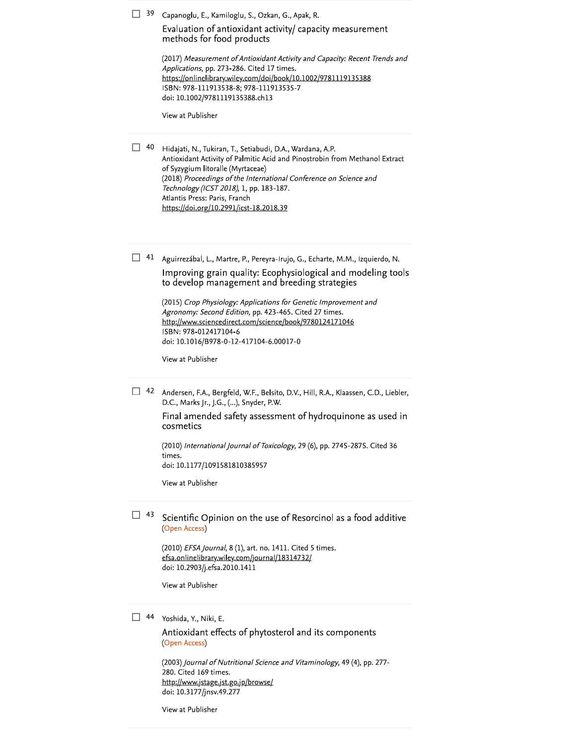39 Capanoglu, E., Kamiloglu, S., Ozkan, G., Apak, R.

Evaluation of antioxidant activity/ capacity measurement methods for food products

(2017) *Measurement of Antioxidant Activity and Capacity: Recent Trends and Applications*, pp. 273-286. Cited 17 times.
https://onlinelibrary.wiley.com/doi/book/10.1002/9781119135388
ISBN: 978-111913538-8; 978-111913535-7
doi: 10.1002/9781119135388.ch13

View at Publisher

---

40 Hidajati, N., Tukiran, T., Setiabudi, D.A., Wardana, A.P.
Antioxidant Activity of Palmitic Acid and Pinostrobin from Methanol Extract of Syzygium litoralle (Myrtaceae)
(2018) *Proceedings of the International Conference on Science and Technology (ICST 2018)*, 1, pp. 183-187.
Atlantis Press: Paris, Franch
https://doi.org/10.2991/icst-18.2018.39

---

41 Aguirrezábal, L., Martre, P., Pereyra-Irujo, G., Echarte, M.M., Izquierdo, N.

Improving grain quality: Ecophysiological and modeling tools to develop management and breeding strategies

(2015) *Crop Physiology: Applications for Genetic Improvement and Agronomy: Second Edition*, pp. 423-465. Cited 27 times.
http://www.sciencedirect.com/science/book/9780124171046
ISBN: 978-012417104-6
doi: 10.1016/B978-0-12-417104-6.00017-0

View at Publisher

---

42 Andersen, F.A., Bergfeld, W.F., Belsito, D.V., Hill, R.A., Klaassen, C.D., Liebler, D.C., Marks Jr., J.G., (...), Snyder, P.W.

Final amended safety assessment of hydroquinone as used in cosmetics

(2010) *International Journal of Toxicology*, 29 (6), pp. 274S-287S. Cited 36 times.
doi: 10.1177/1091581810385957

View at Publisher

---

43 Scientific Opinion on the use of Resorcinol as a food additive
(Open Access)

(2010) *EFSA Journal*, 8 (1), art. no. 1411. Cited 5 times.
efsa.onlinelibrary.wiley.com/journal/18314732/
doi: 10.2903/j.efsa.2010.1411

View at Publisher

---

44 Yoshida, Y., Niki, E.

Antioxidant effects of phytosterol and its components
(Open Access)

(2003) *Journal of Nutritional Science and Vitaminology*, 49 (4), pp. 277-280. Cited 169 times.
http://www.jstage.jst.go.jp/browse/
doi: 10.3177/jnsv.49.277

View at Publisher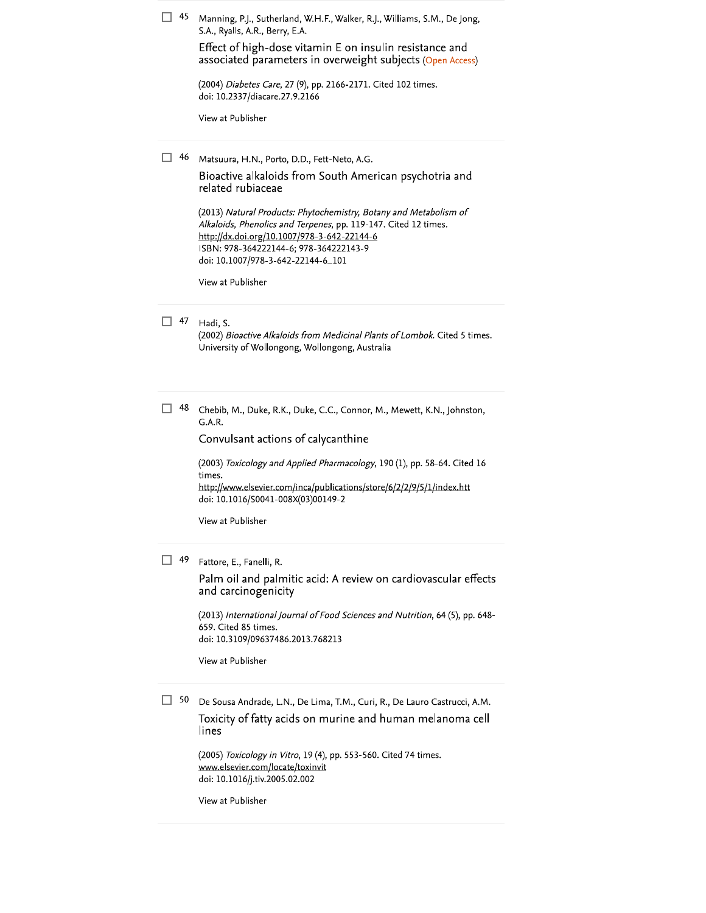45 Manning, P.J., Sutherland, W.H.F., Walker, R.J., Williams, S.M., De Jong, S.A., Ryalls, A.R., Berry, E.A.

Effect of high-dose vitamin E on insulin resistance and associated parameters in overweight subjects (Open Access)

(2004) *Diabetes Care*, 27 (9), pp. 2166-2171. Cited 102 times.
doi: 10.2337/diacare.27.9.2166

View at Publisher

---

46 Matsuura, H.N., Porto, D.D., Fett-Neto, A.G.

Bioactive alkaloids from South American psychotria and related rubiaceae

(2013) *Natural Products: Phytochemistry, Botany and Metabolism of Alkaloids, Phenolics and Terpenes*, pp. 119-147. Cited 12 times.
http://dx.doi.org/10.1007/978-3-642-22144-6
ISBN: 978-364222144-6; 978-364222143-9
doi: 10.1007/978-3-642-22144-6_101

View at Publisher

---

47 Hadi, S.

(2002) *Bioactive Alkaloids from Medicinal Plants of Lombok*. Cited 5 times.
University of Wollongong, Wollongong, Australia

---

48 Chebib, M., Duke, R.K., Duke, C.C., Connor, M., Mewett, K.N., Johnston, G.A.R.

Convulsant actions of calycanthine

(2003) *Toxicology and Applied Pharmacology*, 190 (1), pp. 58-64. Cited 16 times.
http://www.elsevier.com/inca/publications/store/6/2/2/9/5/1/index.htt
doi: 10.1016/S0041-008X(03)00149-2

View at Publisher

---

49 Fattore, E., Fanelli, R.

Palm oil and palmitic acid: A review on cardiovascular effects and carcinogenicity

(2013) *International Journal of Food Sciences and Nutrition*, 64 (5), pp. 648-659. Cited 85 times.
doi: 10.3109/09637486.2013.768213

View at Publisher

---

50 De Sousa Andrade, L.N., De Lima, T.M., Curi, R., De Lauro Castrucci, A.M.

Toxicity of fatty acids on murine and human melanoma cell lines

(2005) *Toxicology in Vitro*, 19 (4), pp. 553-560. Cited 74 times.
www.elsevier.com/locate/toxinvit
doi: 10.1016/j.tiv.2005.02.002

View at Publisher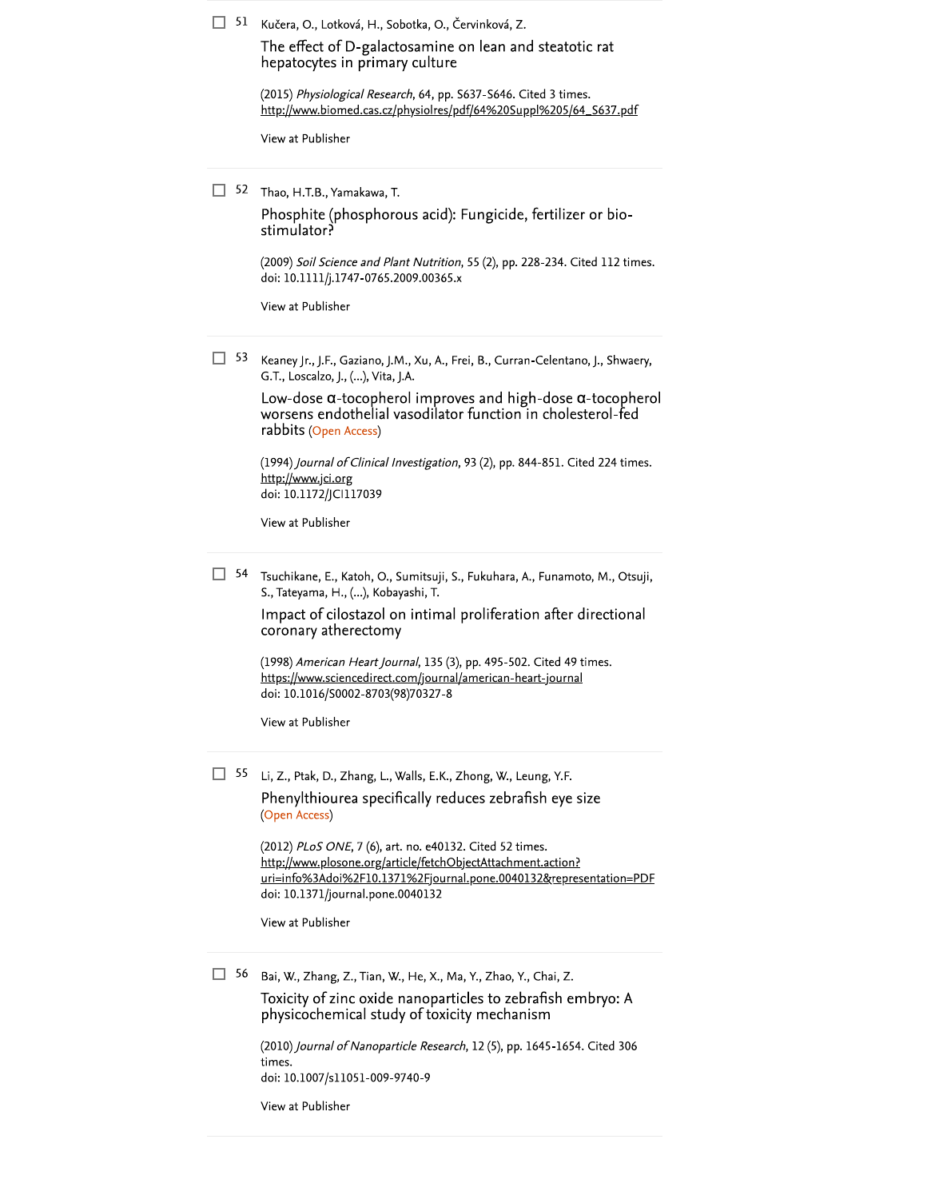51 Kučera, O., Lotková, H., Sobotka, O., Červinková, Z.

The effect of D-galactosamine on lean and steatotic rat hepatocytes in primary culture

(2015) *Physiological Research*, 64, pp. S637-S646. Cited 3 times.
http://www.biomed.cas.cz/physiolres/pdf/64%20Suppl%205/64_S637.pdf

View at Publisher

---

52 Thao, H.T.B., Yamakawa, T.

Phosphite (phosphorous acid): Fungicide, fertilizer or bio-stimulator?

(2009) *Soil Science and Plant Nutrition*, 55 (2), pp. 228-234. Cited 112 times.
doi: 10.1111/j.1747-0765.2009.00365.x

View at Publisher

---

53 Keaney Jr., J.F., Gaziano, J.M., Xu, A., Frei, B., Curran-Celentano, J., Shwaery, G.T., Loscalzo, J., (...), Vita, J.A.

Low-dose α-tocopherol improves and high-dose α-tocopherol worsens endothelial vasodilator function in cholesterol-fed rabbits (Open Access)

(1994) *Journal of Clinical Investigation*, 93 (2), pp. 844-851. Cited 224 times.
http://www.jci.org
doi: 10.1172/JCI117039

View at Publisher

---

54 Tsuchikane, E., Katoh, O., Sumitsuji, S., Fukuhara, A., Funamoto, M., Otsuji, S., Tateyama, H., (...), Kobayashi, T.

Impact of cilostazol on intimal proliferation after directional coronary atherectomy

(1998) *American Heart Journal*, 135 (3), pp. 495-502. Cited 49 times.
https://www.sciencedirect.com/journal/american-heart-journal
doi: 10.1016/S0002-8703(98)70327-8

View at Publisher

---

55 Li, Z., Ptak, D., Zhang, L., Walls, E.K., Zhong, W., Leung, Y.F.

Phenylthiourea specifically reduces zebrafish eye size (Open Access)

(2012) *PLoS ONE*, 7 (6), art. no. e40132. Cited 52 times.
http://www.plosone.org/article/fetchObjectAttachment.action?uri=info%3Adoi%2F10.1371%2Fjournal.pone.0040132&representation=PDF
doi: 10.1371/journal.pone.0040132

View at Publisher

---

56 Bai, W., Zhang, Z., Tian, W., He, X., Ma, Y., Zhao, Y., Chai, Z.

Toxicity of zinc oxide nanoparticles to zebrafish embryo: A physicochemical study of toxicity mechanism

(2010) *Journal of Nanoparticle Research*, 12 (5), pp. 1645-1654. Cited 306 times.
doi: 10.1007/s11051-009-9740-9

View at Publisher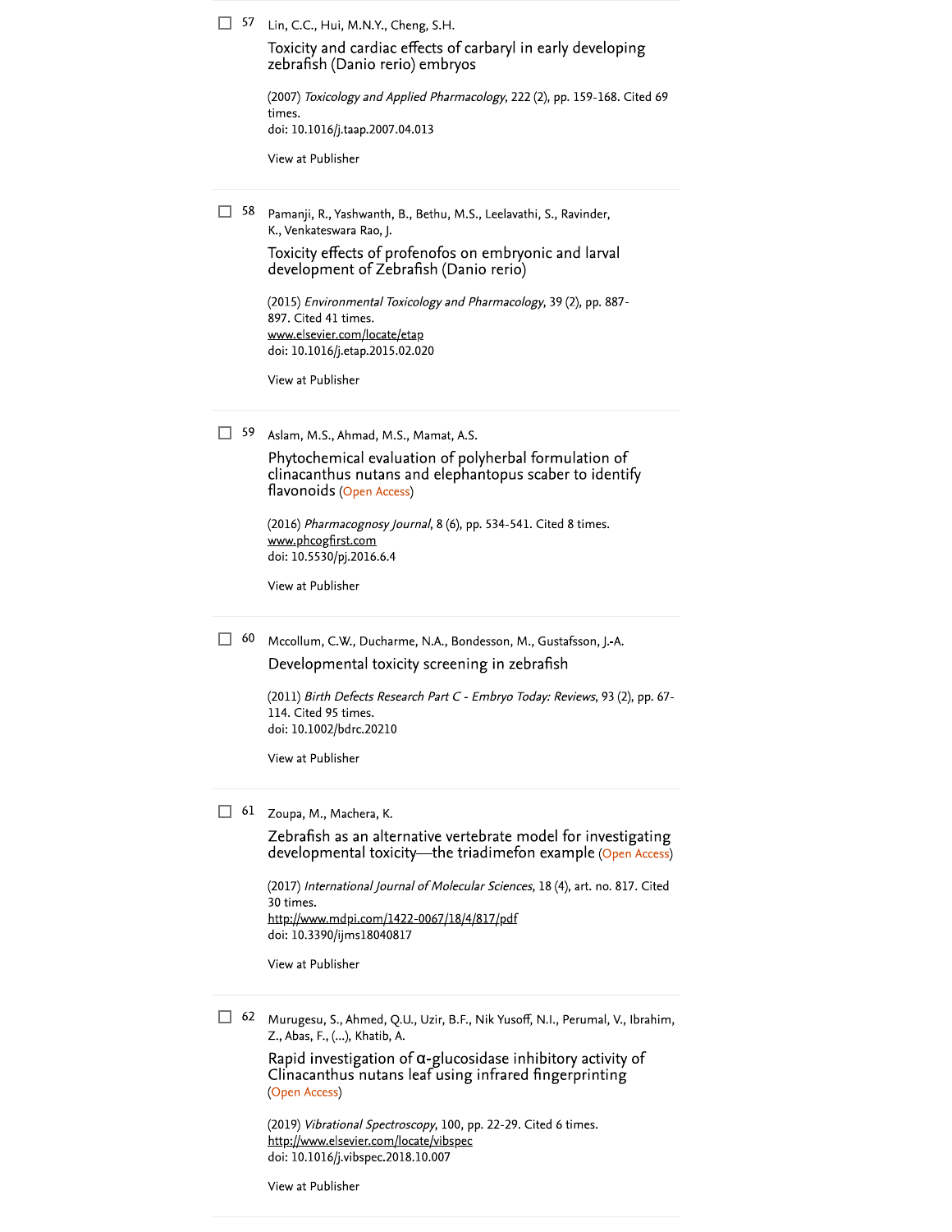57 Lin, C.C., Hui, M.N.Y., Cheng, S.H.

Toxicity and cardiac effects of carbaryl in early developing zebrafish (Danio rerio) embryos

(2007) *Toxicology and Applied Pharmacology*, 222 (2), pp. 159-168. Cited 69 times.
doi: 10.1016/j.taap.2007.04.013

View at Publisher

---

58 Pamanji, R., Yashwanth, B., Bethu, M.S., Leelavathi, S., Ravinder, K., Venkateswara Rao, J.

Toxicity effects of profenofos on embryonic and larval development of Zebrafish (Danio rerio)

(2015) *Environmental Toxicology and Pharmacology*, 39 (2), pp. 887-897. Cited 41 times.
www.elsevier.com/locate/etap
doi: 10.1016/j.etap.2015.02.020

View at Publisher

---

59 Aslam, M.S., Ahmad, M.S., Mamat, A.S.

Phytochemical evaluation of polyherbal formulation of clinacanthus nutans and elephantopus scaber to identify flavonoids (Open Access)

(2016) *Pharmacognosy Journal*, 8 (6), pp. 534-541. Cited 8 times.
www.phcogfirst.com
doi: 10.5530/pj.2016.6.4

View at Publisher

---

60 Mccollum, C.W., Ducharme, N.A., Bondesson, M., Gustafsson, J.-A.

Developmental toxicity screening in zebrafish

(2011) *Birth Defects Research Part C - Embryo Today: Reviews*, 93 (2), pp. 67-114. Cited 95 times.
doi: 10.1002/bdrc.20210

View at Publisher

---

61 Zoupa, M., Machera, K.

Zebrafish as an alternative vertebrate model for investigating developmental toxicity—the triadimefon example (Open Access)

(2017) *International Journal of Molecular Sciences*, 18 (4), art. no. 817. Cited 30 times.
http://www.mdpi.com/1422-0067/18/4/817/pdf
doi: 10.3390/ijms18040817

View at Publisher

---

62 Murugesu, S., Ahmed, Q.U., Uzir, B.F., Nik Yusoff, N.I., Perumal, V., Ibrahim, Z., Abas, F., (...), Khatib, A.

Rapid investigation of α-glucosidase inhibitory activity of Clinacanthus nutans leaf using infrared fingerprinting (Open Access)

(2019) *Vibrational Spectroscopy*, 100, pp. 22-29. Cited 6 times.
http://www.elsevier.com/locate/vibspec
doi: 10.1016/j.vibspec.2018.10.007

View at Publisher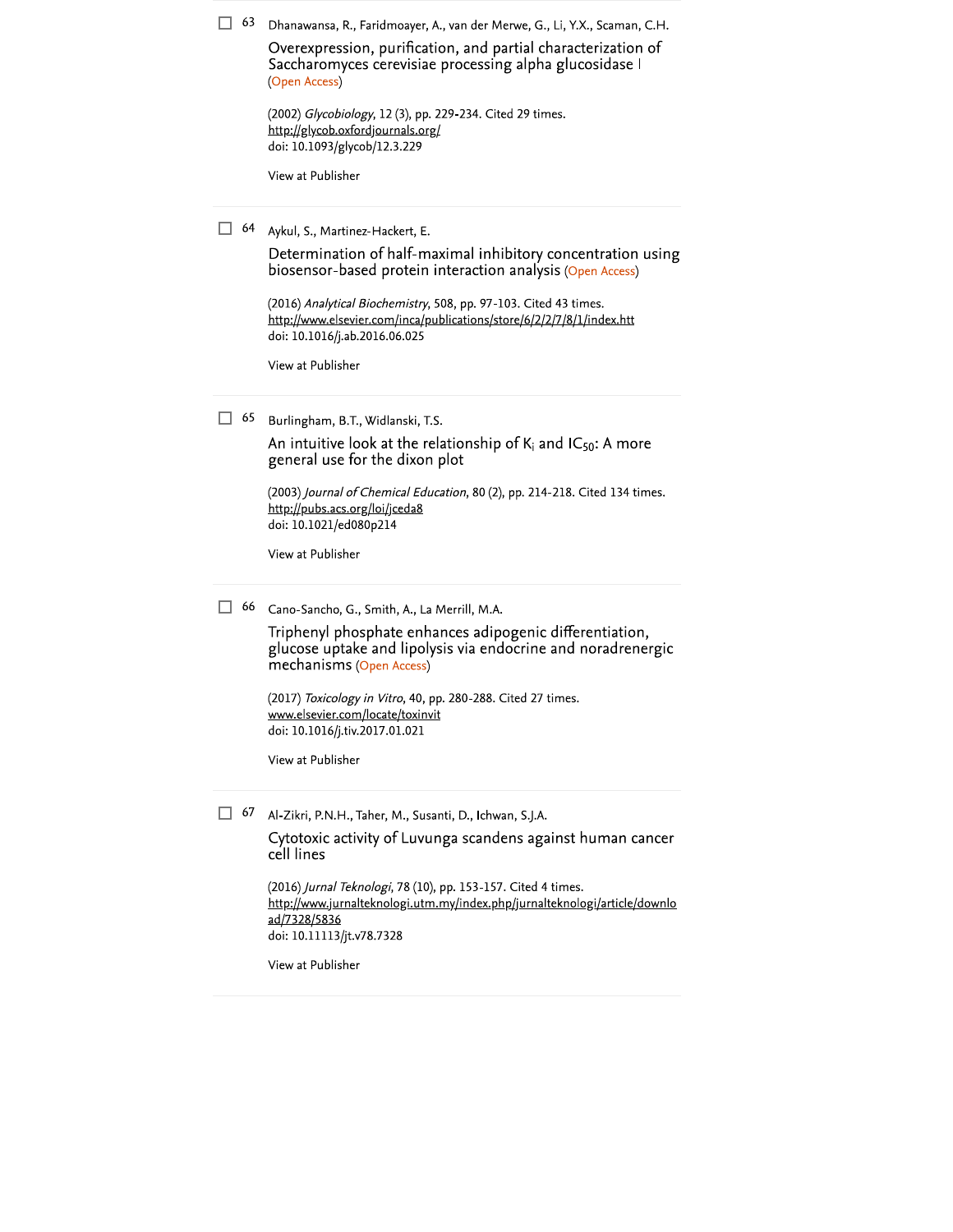63 Dhanawansa, R., Faridmoayer, A., van der Merwe, G., Li, Y.X., Scaman, C.H.

Overexpression, purification, and partial characterization of Saccharomyces cerevisiae processing alpha glucosidase I (Open Access)

(2002) *Glycobiology*, 12 (3), pp. 229-234. Cited 29 times.
http://glycob.oxfordjournals.org/
doi: 10.1093/glycob/12.3.229

View at Publisher

---

64 Aykul, S., Martinez-Hackert, E.

Determination of half-maximal inhibitory concentration using biosensor-based protein interaction analysis (Open Access)

(2016) *Analytical Biochemistry*, 508, pp. 97-103. Cited 43 times.
http://www.elsevier.com/inca/publications/store/6/2/2/7/8/1/index.htt
doi: 10.1016/j.ab.2016.06.025

View at Publisher

---

65 Burlingham, B.T., Widlanski, T.S.

An intuitive look at the relationship of $K_i$ and $IC_{50}$: A more general use for the dixon plot

(2003) *Journal of Chemical Education*, 80 (2), pp. 214-218. Cited 134 times.
http://pubs.acs.org/loi/jceda8
doi: 10.1021/ed080p214

View at Publisher

---

66 Cano-Sancho, G., Smith, A., La Merrill, M.A.

Triphenyl phosphate enhances adipogenic differentiation, glucose uptake and lipolysis via endocrine and noradrenergic mechanisms (Open Access)

(2017) *Toxicology in Vitro*, 40, pp. 280-288. Cited 27 times.
www.elsevier.com/locate/toxinvit
doi: 10.1016/j.tiv.2017.01.021

View at Publisher

---

67 Al-Zikri, P.N.H., Taher, M., Susanti, D., Ichwan, S.J.A.

Cytotoxic activity of Luvunga scandens against human cancer cell lines

(2016) *Jurnal Teknologi*, 78 (10), pp. 153-157. Cited 4 times.
http://www.jurnalteknologi.utm.my/index.php/jurnalteknologi/article/download/7328/5836
doi: 10.11113/jt.v78.7328

View at Publisher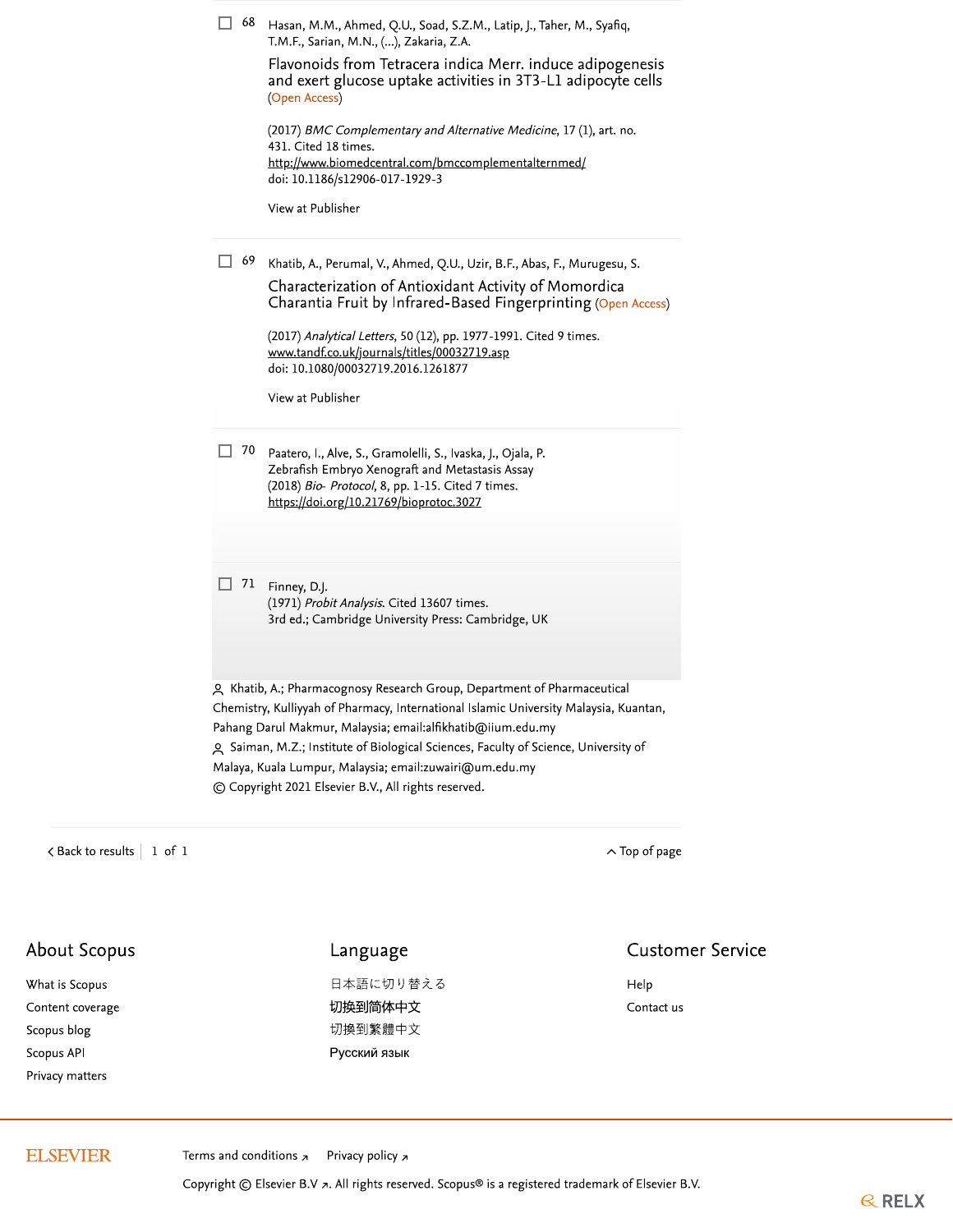68 Hasan, M.M., Ahmed, Q.U., Soad, S.Z.M., Latip, J., Taher, M., Syafiq, T.M.F., Sarian, M.N., (...), Zakaria, Z.A.

Flavonoids from Tetracera indica Merr. induce adipogenesis and exert glucose uptake activities in 3T3-L1 adipocyte cells (Open Access)

(2017) *BMC Complementary and Alternative Medicine*, 17 (1), art. no. 431. Cited 18 times.
http://www.biomedcentral.com/bmccomplementalternmed/
doi: 10.1186/s12906-017-1929-3

View at Publisher

69 Khatib, A., Perumal, V., Ahmed, Q.U., Uzir, B.F., Abas, F., Murugesu, S.

Characterization of Antioxidant Activity of Momordica Charantia Fruit by Infrared-Based Fingerprinting (Open Access)

(2017) *Analytical Letters*, 50 (12), pp. 1977-1991. Cited 9 times.
www.tandf.co.uk/journals/titles/00032719.asp
doi: 10.1080/00032719.2016.1261877

View at Publisher

70 Paatero, I., Alve, S., Gramolelli, S., Ivaska, J., Ojala, P.
Zebrafish Embryo Xenograft and Metastasis Assay
(2018) *Bio- Protocol*, 8, pp. 1-15. Cited 7 times.
https://doi.org/10.21769/bioprotoc.3027

71 Finney, D.J.
(1971) *Probit Analysis*. Cited 13607 times.
3rd ed.; Cambridge University Press: Cambridge, UK

Khatib, A.; Pharmacognosy Research Group, Department of Pharmaceutical Chemistry, Kulliyyah of Pharmacy, International Islamic University Malaysia, Kuantan, Pahang Darul Makmur, Malaysia; email:alfikhatib@iium.edu.my

Saiman, M.Z.; Institute of Biological Sciences, Faculty of Science, University of Malaya, Kuala Lumpur, Malaysia; email:zuwairi@um.edu.my

© Copyright 2021 Elsevier B.V., All rights reserved.

< Back to results | 1 of 1

^ Top of page

## About Scopus

What is Scopus
Content coverage
Scopus blog
Scopus API
Privacy matters

## Language

日本語に切り替える
切换到简体中文
切換到繁體中文
Русский язык

## Customer Service

Help
Contact us

ELSEVIER

Terms and conditions ↗ Privacy policy ↗

Copyright © Elsevier B.V ↗. All rights reserved. Scopus® is a registered trademark of Elsevier B.V.

RELX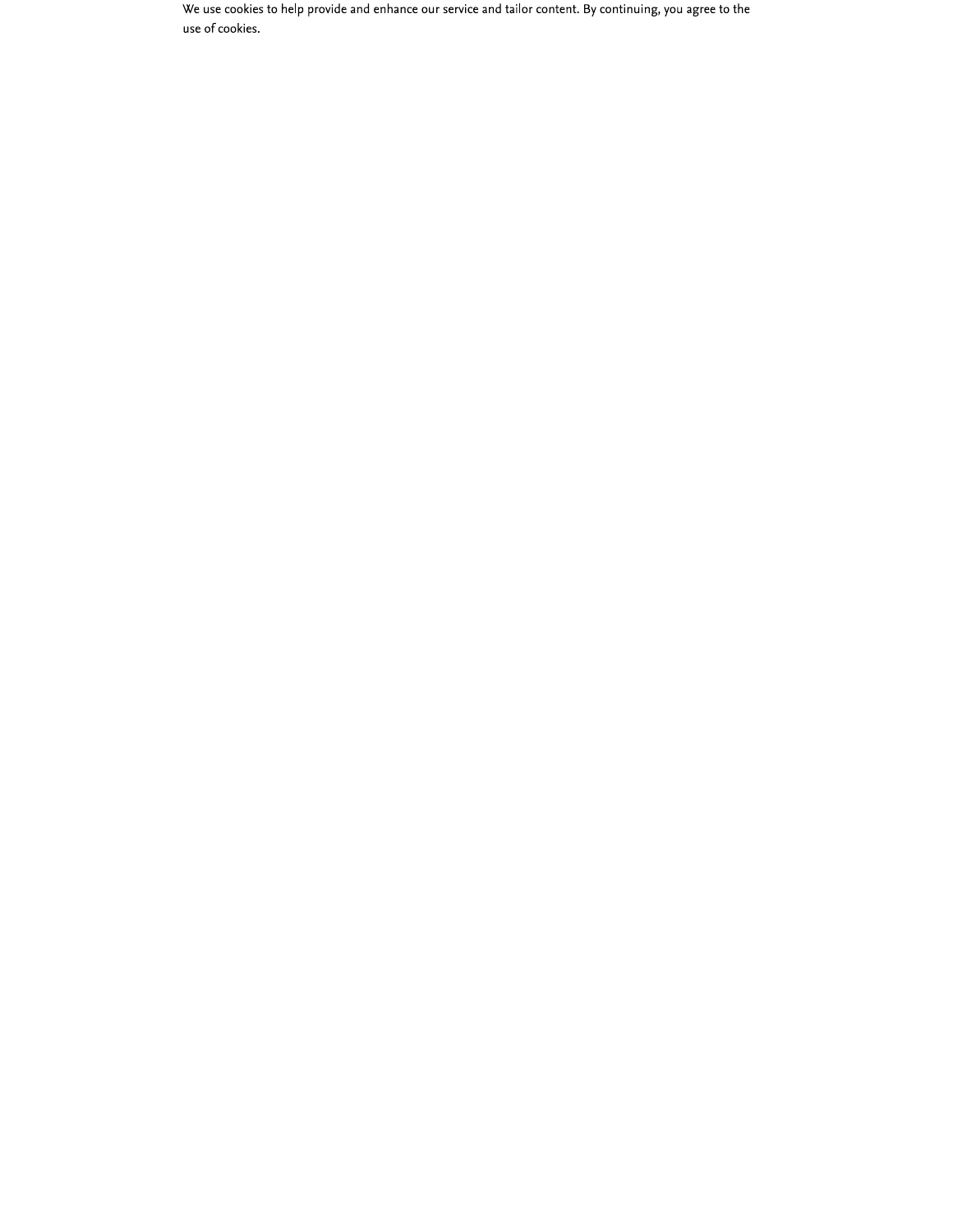We use cookies to help provide and enhance our service and tailor content. By continuing, you agree to the use of cookies.